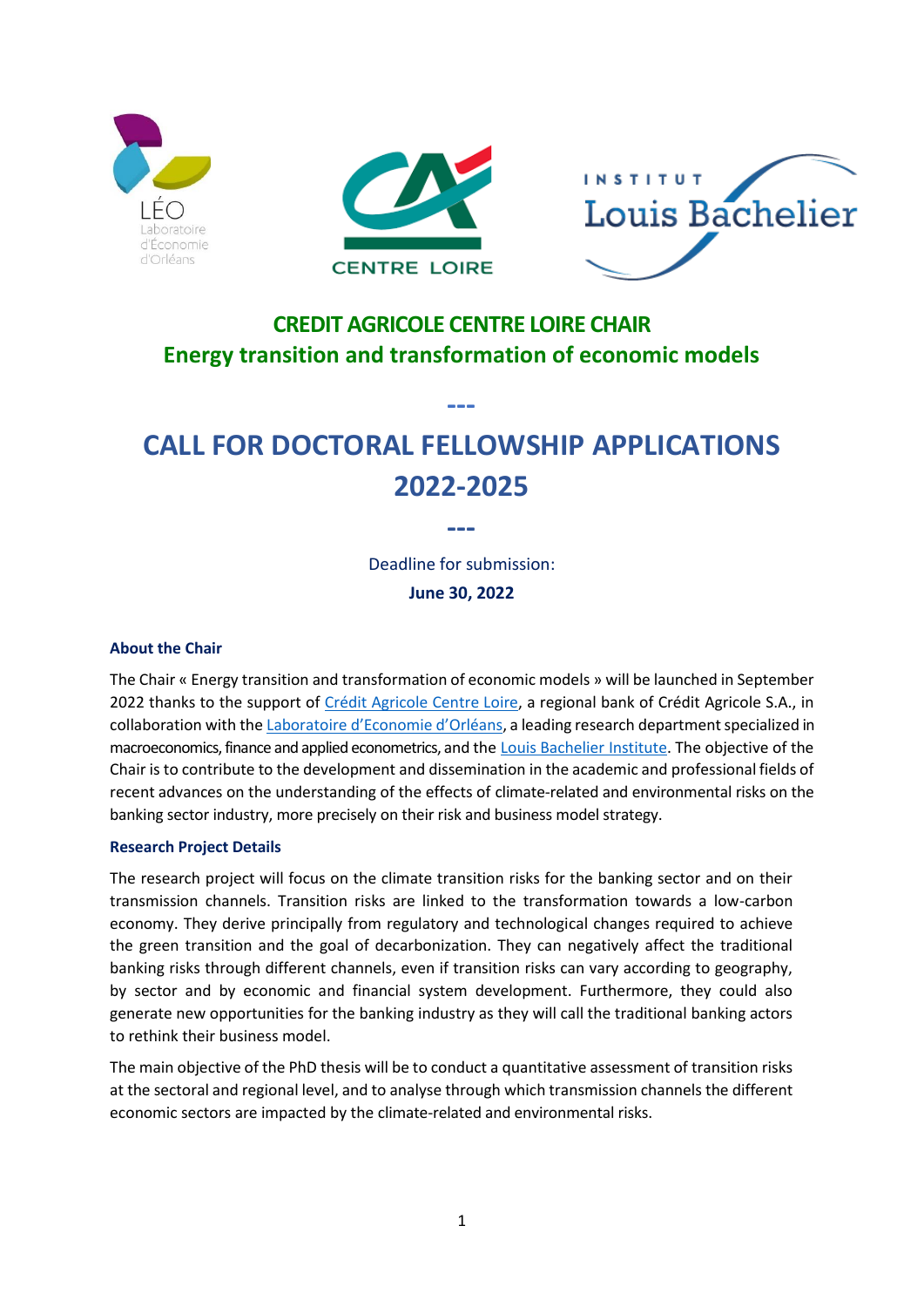# CREDIT AGRICOLE CENTRE LOIRE CHAIR

## Energy transition and transformation of economic models

---

# CALL FOR DOCTORAL FELLOWSHIP APPLICATIONS 2022-2025

---

Deadline for submission:

**June 30, 2022**

### About the Chair

The Chair « Energy transition and transformation of economic models » will be launched in September 2022 thanks to the support of Crédit Agricole Centre Loire, a regional bank of Crédit Agricole S.A., in collaboration with the Laboratoire d'Economie d'Orléans, a leading research department specialized in macroeconomics, finance and applied econometrics, and the Louis Bachelier Institute. The objective of the Chair is to contribute to the development and dissemination in the academic and professional fields of recent advances on the understanding of the effects of climate-related and environmental risks on the banking sector industry, more precisely on their risk and business model strategy.

### Research Project Details

The research project will focus on the climate transition risks for the banking sector and on their transmission channels. Transition risks are linked to the transformation towards a low-carbon economy. They derive principally from regulatory and technological changes required to achieve the green transition and the goal of decarbonization. They can negatively affect the traditional banking risks through different channels, even if transition risks can vary according to geography, by sector and by economic and financial system development. Furthermore, they could also generate new opportunities for the banking industry as they will call the traditional banking actors to rethink their business model.

The main objective of the PhD thesis will be to conduct a quantitative assessment of transition risks at the sectoral and regional level, and to analyse through which transmission channels the different economic sectors are impacted by the climate-related and environmental risks.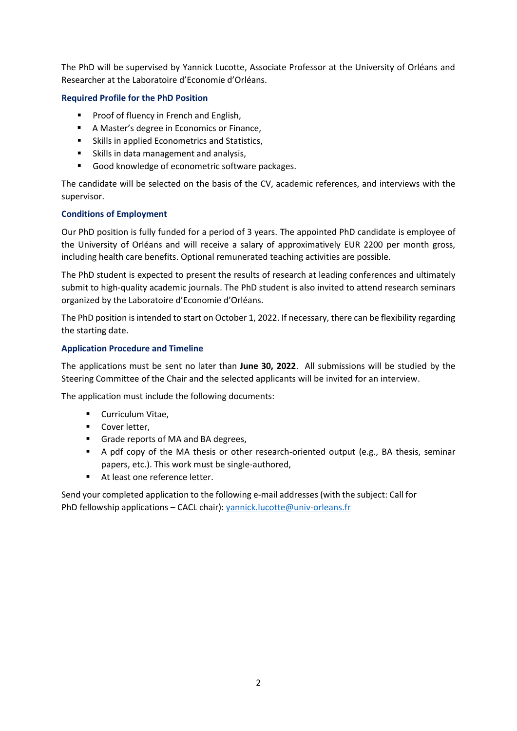The PhD will be supervised by Yannick Lucotte, Associate Professor at the University of Orléans and Researcher at the Laboratoire d'Economie d'Orléans.

### Required Profile for the PhD Position

- Proof of fluency in French and English,
- A Master's degree in Economics or Finance,
- Skills in applied Econometrics and Statistics,
- Skills in data management and analysis,
- Good knowledge of econometric software packages.

The candidate will be selected on the basis of the CV, academic references, and interviews with the supervisor.

### Conditions of Employment

Our PhD position is fully funded for a period of 3 years. The appointed PhD candidate is employee of the University of Orléans and will receive a salary of approximatively EUR 2200 per month gross, including health care benefits. Optional remunerated teaching activities are possible.

The PhD student is expected to present the results of research at leading conferences and ultimately submit to high-quality academic journals. The PhD student is also invited to attend research seminars organized by the Laboratoire d'Economie d'Orléans.

The PhD position is intended to start on October 1, 2022. If necessary, there can be flexibility regarding the starting date.

### Application Procedure and Timeline

The applications must be sent no later than **June 30, 2022**. All submissions will be studied by the Steering Committee of the Chair and the selected applicants will be invited for an interview.

The application must include the following documents:

- Curriculum Vitae,
- Cover letter,
- Grade reports of MA and BA degrees,
- A pdf copy of the MA thesis or other research-oriented output (e.g., BA thesis, seminar papers, etc.). This work must be single-authored,
- At least one reference letter.

Send your completed application to the following e-mail addresses (with the subject: Call for PhD fellowship applications – CACL chair): yannick.lucotte@univ-orleans.fr